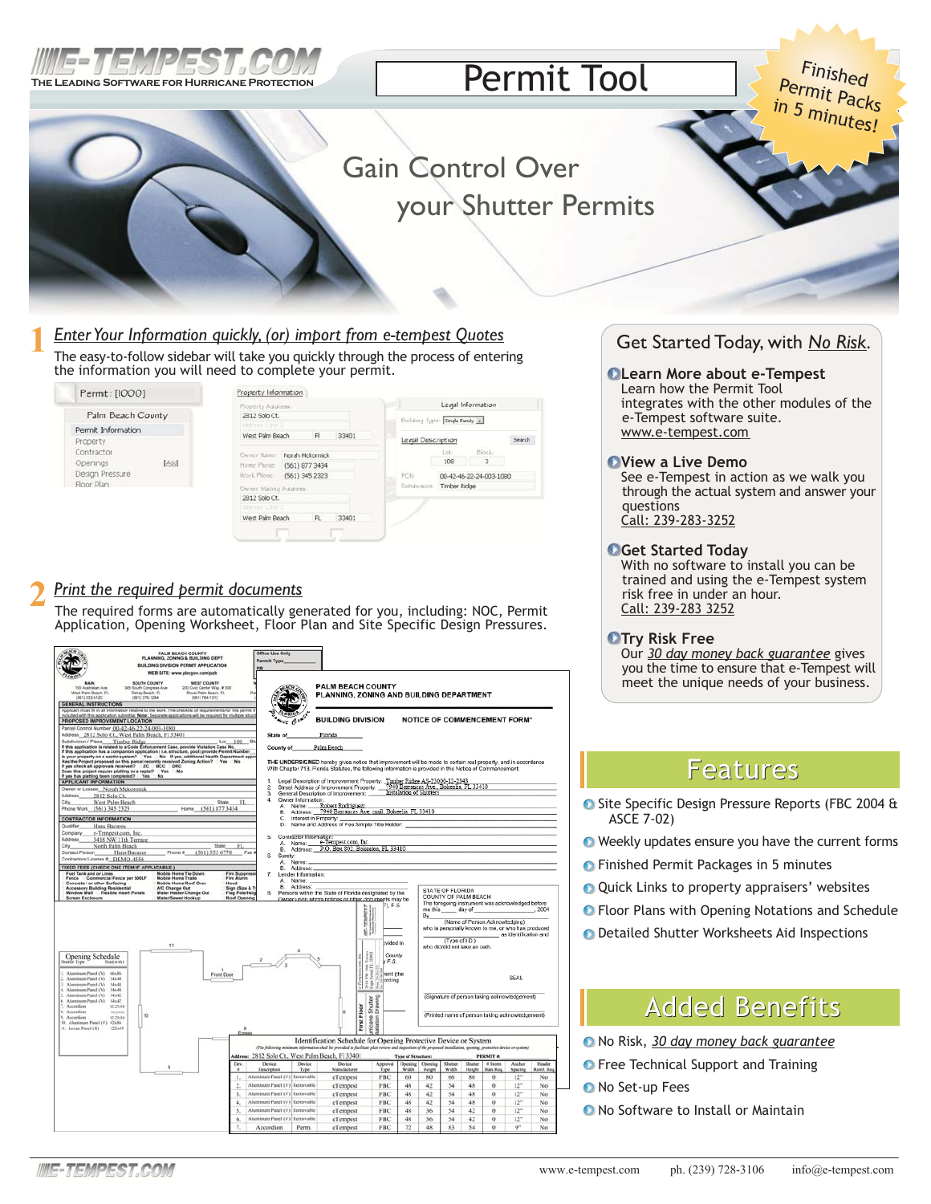# E-TEMPEST.COM

THE LEADING SOFTWARE FOR HURRICANE PROTECTION

# Permit Tool

Finished Permit Packs in 5 minutes!

## Gain Control Over your Shutter Permits

### 1 *Enter Your Information quickly, (or) import from e-tempest Quotes*

The easy-to-follow sidebar will take you quickly through the process of entering the information you will need to complete your permit.

### 2 *Print the required permit documents*

The required forms are automatically generated for you, including: NOC, Permit Application, Opening Worksheet, Floor Plan and Site Specific Design Pressures.

## Get Started Today, with *No Risk*.

**Learn More about e-Tempest**
Learn how the Permit Tool integrates with the other modules of the e-Tempest software suite.
www.e-tempest.com

**View a Live Demo**
See e-Tempest in action as we walk you through the actual system and answer your questions
Call: 239-283-3252

**Get Started Today**
With no software to install you can be trained and using the e-Tempest system risk free in under an hour.
Call: 239-283 3252

**Try Risk Free**
Our *30 day money back guarantee* gives you the time to ensure that e-Tempest will meet the unique needs of your business.

## Features

- Site Specific Design Pressure Reports (FBC 2004 & ASCE 7-02)
- Weekly updates ensure you have the current forms
- Finished Permit Packages in 5 minutes
- Quick Links to property appraisers' websites
- Floor Plans with Opening Notations and Schedule
- Detailed Shutter Worksheets Aid Inspections

## Added Benefits

- No Risk, *30 day money back guarantee*
- Free Technical Support and Training
- No Set-up Fees
- No Software to Install or Maintain

www.e-tempest.com ph. (239) 728-3106 info@e-tempest.com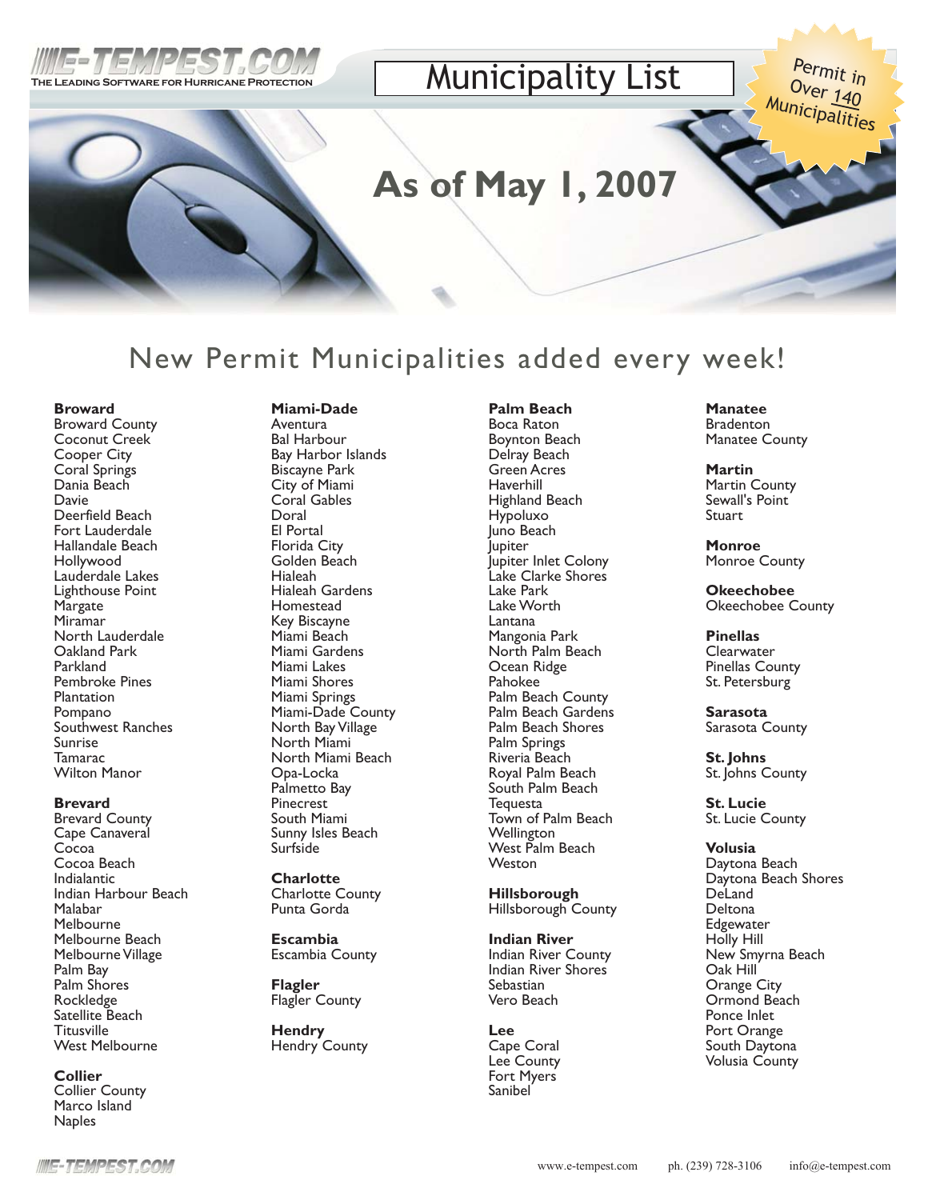# Municipality List

Permit in Over 140 Municipalities

## As of May 1, 2007

## New Permit Municipalities added every week!

**Broward**
Broward County
Coconut Creek
Cooper City
Coral Springs
Dania Beach
Davie
Deerfield Beach
Fort Lauderdale
Hallandale Beach
Hollywood
Lauderdale Lakes
Lighthouse Point
Margate
Miramar
North Lauderdale
Oakland Park
Parkland
Pembroke Pines
Plantation
Pompano
Southwest Ranches
Sunrise
Tamarac
Wilton Manor

**Brevard**
Brevard County
Cape Canaveral
Cocoa
Cocoa Beach
Indialantic
Indian Harbour Beach
Malabar
Melbourne
Melbourne Beach
Melbourne Village
Palm Bay
Palm Shores
Rockledge
Satellite Beach
Titusville
West Melbourne

**Collier**
Collier County
Marco Island
Naples

**Miami-Dade**
Aventura
Bal Harbour
Bay Harbor Islands
Biscayne Park
City of Miami
Coral Gables
Doral
El Portal
Florida City
Golden Beach
Hialeah
Hialeah Gardens
Homestead
Key Biscayne
Miami Beach
Miami Gardens
Miami Lakes
Miami Shores
Miami Springs
Miami-Dade County
North Bay Village
North Miami
North Miami Beach
Opa-Locka
Palmetto Bay
Pinecrest
South Miami
Sunny Isles Beach
Surfside

**Charlotte**
Charlotte County
Punta Gorda

**Escambia**
Escambia County

**Flagler**
Flagler County

**Hendry**
Hendry County

**Palm Beach**
Boca Raton
Boynton Beach
Delray Beach
Green Acres
Haverhill
Highland Beach
Hypoluxo
Juno Beach
Jupiter
Jupiter Inlet Colony
Lake Clarke Shores
Lake Park
Lake Worth
Lantana
Mangonia Park
North Palm Beach
Ocean Ridge
Pahokee
Palm Beach County
Palm Beach Gardens
Palm Beach Shores
Palm Springs
Riveria Beach
Royal Palm Beach
South Palm Beach
Tequesta
Town of Palm Beach
Wellington
West Palm Beach
Weston

**Hillsborough**
Hillsborough County

**Indian River**
Indian River County
Indian River Shores
Sebastian
Vero Beach

**Lee**
Cape Coral
Lee County
Fort Myers
Sanibel

**Manatee**
Bradenton
Manatee County

**Martin**
Martin County
Sewall's Point
Stuart

**Monroe**
Monroe County

**Okeechobee**
Okeechobee County

**Pinellas**
Clearwater
Pinellas County
St. Petersburg

**Sarasota**
Sarasota County

**St. Johns**
St. Johns County

**St. Lucie**
St. Lucie County

**Volusia**
Daytona Beach
Daytona Beach Shores
DeLand
Deltona
Edgewater
Holly Hill
New Smyrna Beach
Oak Hill
Orange City
Ormond Beach
Ponce Inlet
Port Orange
South Daytona
Volusia County

www.e-tempest.com ph. (239) 728-3106 info@e-tempest.com